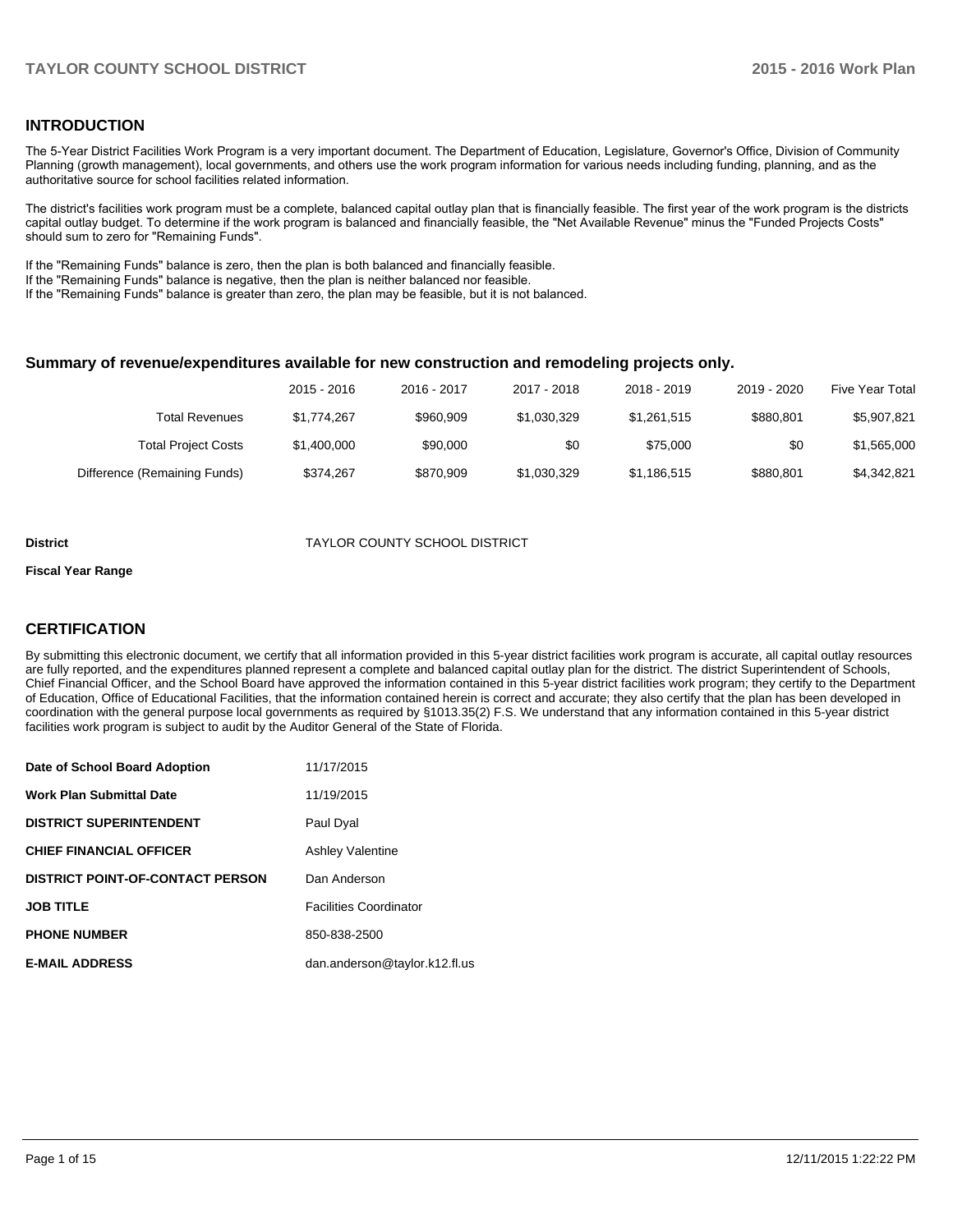## INTRODUCTION

The 5-Year District Facilities Work Program is a very important document. The Department of Education, Legislature, Governor's Office, Division of Community Planning (growth management), local governments, and others use the work program information for various needs including funding, planning, and as the authoritative source for school facilities related information.

The district's facilities work program must be a complete, balanced capital outlay plan that is financially feasible. The first year of the work program is the districts capital outlay budget. To determine if the work program is balanced and financially feasible, the "Net Available Revenue" minus the "Funded Projects Costs" should sum to zero for "Remaining Funds".

If the "Remaining Funds" balance is zero, then the plan is both balanced and financially feasible.
If the "Remaining Funds" balance is negative, then the plan is neither balanced nor feasible.
If the "Remaining Funds" balance is greater than zero, the plan may be feasible, but it is not balanced.

### Summary of revenue/expenditures available for new construction and remodeling projects only.

| | 2015 - 2016 | 2016 - 2017 | 2017 - 2018 | 2018 - 2019 | 2019 - 2020 | Five Year Total |
|---|---|---|---|---|---|---|
| Total Revenues | $1,774,267 | $960,909 | $1,030,329 | $1,261,515 | $880,801 | $5,907,821 |
| Total Project Costs | $1,400,000 | $90,000 | $0 | $75,000 | $0 | $1,565,000 |
| Difference (Remaining Funds) | $374,267 | $870,909 | $1,030,329 | $1,186,515 | $880,801 | $4,342,821 |

**District** TAYLOR COUNTY SCHOOL DISTRICT

**Fiscal Year Range**

## CERTIFICATION

By submitting this electronic document, we certify that all information provided in this 5-year district facilities work program is accurate, all capital outlay resources are fully reported, and the expenditures planned represent a complete and balanced capital outlay plan for the district. The district Superintendent of Schools, Chief Financial Officer, and the School Board have approved the information contained in this 5-year district facilities work program; they certify to the Department of Education, Office of Educational Facilities, that the information contained herein is correct and accurate; they also certify that the plan has been developed in coordination with the general purpose local governments as required by §1013.35(2) F.S. We understand that any information contained in this 5-year district facilities work program is subject to audit by the Auditor General of the State of Florida.

| | |
|---|---|
| **Date of School Board Adoption** | 11/17/2015 |
| **Work Plan Submittal Date** | 11/19/2015 |
| **DISTRICT SUPERINTENDENT** | Paul Dyal |
| **CHIEF FINANCIAL OFFICER** | Ashley Valentine |
| **DISTRICT POINT-OF-CONTACT PERSON** | Dan Anderson |
| **JOB TITLE** | Facilities Coordinator |
| **PHONE NUMBER** | 850-838-2500 |
| **E-MAIL ADDRESS** | dan.anderson@taylor.k12.fl.us |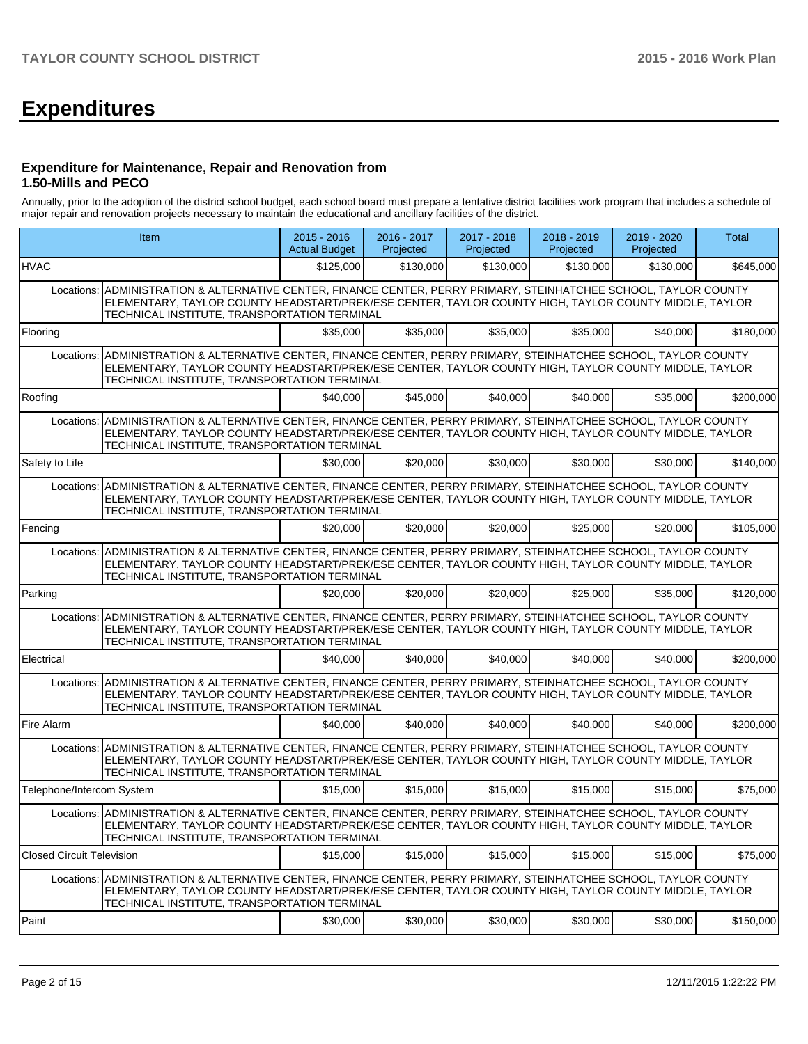# Expenditures

### Expenditure for Maintenance, Repair and Renovation from 1.50-Mills and PECO

Annually, prior to the adoption of the district school budget, each school board must prepare a tentative district facilities work program that includes a schedule of major repair and renovation projects necessary to maintain the educational and ancillary facilities of the district.

| Item | 2015 - 2016 Actual Budget | 2016 - 2017 Projected | 2017 - 2018 Projected | 2018 - 2019 Projected | 2019 - 2020 Projected | Total |
|---|---|---|---|---|---|---|
| HVAC | $125,000 | $130,000 | $130,000 | $130,000 | $130,000 | $645,000 |
| Locations: ADMINISTRATION & ALTERNATIVE CENTER, FINANCE CENTER, PERRY PRIMARY, STEINHATCHEE SCHOOL, TAYLOR COUNTY ELEMENTARY, TAYLOR COUNTY HEADSTART/PREK/ESE CENTER, TAYLOR COUNTY HIGH, TAYLOR COUNTY MIDDLE, TAYLOR TECHNICAL INSTITUTE, TRANSPORTATION TERMINAL | | | | | | |
| Flooring | $35,000 | $35,000 | $35,000 | $35,000 | $40,000 | $180,000 |
| Locations: ADMINISTRATION & ALTERNATIVE CENTER, FINANCE CENTER, PERRY PRIMARY, STEINHATCHEE SCHOOL, TAYLOR COUNTY ELEMENTARY, TAYLOR COUNTY HEADSTART/PREK/ESE CENTER, TAYLOR COUNTY HIGH, TAYLOR COUNTY MIDDLE, TAYLOR TECHNICAL INSTITUTE, TRANSPORTATION TERMINAL | | | | | | |
| Roofing | $40,000 | $45,000 | $40,000 | $40,000 | $35,000 | $200,000 |
| Locations: ADMINISTRATION & ALTERNATIVE CENTER, FINANCE CENTER, PERRY PRIMARY, STEINHATCHEE SCHOOL, TAYLOR COUNTY ELEMENTARY, TAYLOR COUNTY HEADSTART/PREK/ESE CENTER, TAYLOR COUNTY HIGH, TAYLOR COUNTY MIDDLE, TAYLOR TECHNICAL INSTITUTE, TRANSPORTATION TERMINAL | | | | | | |
| Safety to Life | $30,000 | $20,000 | $30,000 | $30,000 | $30,000 | $140,000 |
| Locations: ADMINISTRATION & ALTERNATIVE CENTER, FINANCE CENTER, PERRY PRIMARY, STEINHATCHEE SCHOOL, TAYLOR COUNTY ELEMENTARY, TAYLOR COUNTY HEADSTART/PREK/ESE CENTER, TAYLOR COUNTY HIGH, TAYLOR COUNTY MIDDLE, TAYLOR TECHNICAL INSTITUTE, TRANSPORTATION TERMINAL | | | | | | |
| Fencing | $20,000 | $20,000 | $20,000 | $25,000 | $20,000 | $105,000 |
| Locations: ADMINISTRATION & ALTERNATIVE CENTER, FINANCE CENTER, PERRY PRIMARY, STEINHATCHEE SCHOOL, TAYLOR COUNTY ELEMENTARY, TAYLOR COUNTY HEADSTART/PREK/ESE CENTER, TAYLOR COUNTY HIGH, TAYLOR COUNTY MIDDLE, TAYLOR TECHNICAL INSTITUTE, TRANSPORTATION TERMINAL | | | | | | |
| Parking | $20,000 | $20,000 | $20,000 | $25,000 | $35,000 | $120,000 |
| Locations: ADMINISTRATION & ALTERNATIVE CENTER, FINANCE CENTER, PERRY PRIMARY, STEINHATCHEE SCHOOL, TAYLOR COUNTY ELEMENTARY, TAYLOR COUNTY HEADSTART/PREK/ESE CENTER, TAYLOR COUNTY HIGH, TAYLOR COUNTY MIDDLE, TAYLOR TECHNICAL INSTITUTE, TRANSPORTATION TERMINAL | | | | | | |
| Electrical | $40,000 | $40,000 | $40,000 | $40,000 | $40,000 | $200,000 |
| Locations: ADMINISTRATION & ALTERNATIVE CENTER, FINANCE CENTER, PERRY PRIMARY, STEINHATCHEE SCHOOL, TAYLOR COUNTY ELEMENTARY, TAYLOR COUNTY HEADSTART/PREK/ESE CENTER, TAYLOR COUNTY HIGH, TAYLOR COUNTY MIDDLE, TAYLOR TECHNICAL INSTITUTE, TRANSPORTATION TERMINAL | | | | | | |
| Fire Alarm | $40,000 | $40,000 | $40,000 | $40,000 | $40,000 | $200,000 |
| Locations: ADMINISTRATION & ALTERNATIVE CENTER, FINANCE CENTER, PERRY PRIMARY, STEINHATCHEE SCHOOL, TAYLOR COUNTY ELEMENTARY, TAYLOR COUNTY HEADSTART/PREK/ESE CENTER, TAYLOR COUNTY HIGH, TAYLOR COUNTY MIDDLE, TAYLOR TECHNICAL INSTITUTE, TRANSPORTATION TERMINAL | | | | | | |
| Telephone/Intercom System | $15,000 | $15,000 | $15,000 | $15,000 | $15,000 | $75,000 |
| Locations: ADMINISTRATION & ALTERNATIVE CENTER, FINANCE CENTER, PERRY PRIMARY, STEINHATCHEE SCHOOL, TAYLOR COUNTY ELEMENTARY, TAYLOR COUNTY HEADSTART/PREK/ESE CENTER, TAYLOR COUNTY HIGH, TAYLOR COUNTY MIDDLE, TAYLOR TECHNICAL INSTITUTE, TRANSPORTATION TERMINAL | | | | | | |
| Closed Circuit Television | $15,000 | $15,000 | $15,000 | $15,000 | $15,000 | $75,000 |
| Locations: ADMINISTRATION & ALTERNATIVE CENTER, FINANCE CENTER, PERRY PRIMARY, STEINHATCHEE SCHOOL, TAYLOR COUNTY ELEMENTARY, TAYLOR COUNTY HEADSTART/PREK/ESE CENTER, TAYLOR COUNTY HIGH, TAYLOR COUNTY MIDDLE, TAYLOR TECHNICAL INSTITUTE, TRANSPORTATION TERMINAL | | | | | | |
| Paint | $30,000 | $30,000 | $30,000 | $30,000 | $30,000 | $150,000 |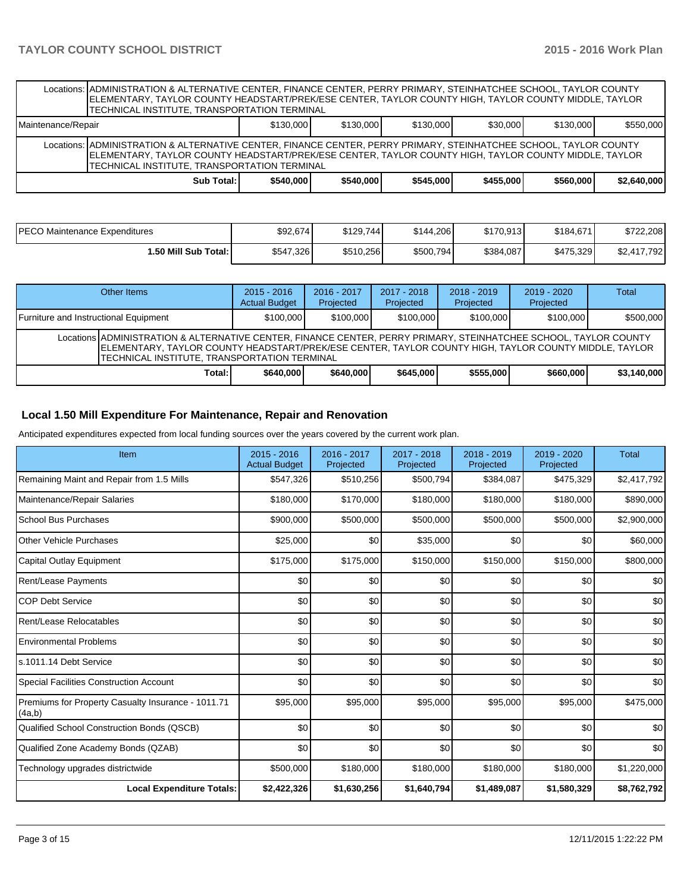| | | | | | | |
|---|---|---|---|---|---|---|
| Locations: | ADMINISTRATION & ALTERNATIVE CENTER, FINANCE CENTER, PERRY PRIMARY, STEINHATCHEE SCHOOL, TAYLOR COUNTY ELEMENTARY, TAYLOR COUNTY HEADSTART/PREK/ESE CENTER, TAYLOR COUNTY HIGH, TAYLOR COUNTY MIDDLE, TAYLOR TECHNICAL INSTITUTE, TRANSPORTATION TERMINAL | | | | | |
| Maintenance/Repair | $130,000 | $130,000 | $130,000 | $30,000 | $130,000 | $550,000 |
| Locations: | ADMINISTRATION & ALTERNATIVE CENTER, FINANCE CENTER, PERRY PRIMARY, STEINHATCHEE SCHOOL, TAYLOR COUNTY ELEMENTARY, TAYLOR COUNTY HEADSTART/PREK/ESE CENTER, TAYLOR COUNTY HIGH, TAYLOR COUNTY MIDDLE, TAYLOR TECHNICAL INSTITUTE, TRANSPORTATION TERMINAL | | | | | |
| **Sub Total:** | **$540,000** | **$540,000** | **$545,000** | **$455,000** | **$560,000** | **$2,640,000** |

| | | | | | | |
|---|---|---|---|---|---|---|
| PECO Maintenance Expenditures | $92,674 | $129,744 | $144,206 | $170,913 | $184,671 | $722,208 |
| **1.50 Mill Sub Total:** | $547,326 | $510,256 | $500,794 | $384,087 | $475,329 | $2,417,792 |

| Other Items | 2015 - 2016 Actual Budget | 2016 - 2017 Projected | 2017 - 2018 Projected | 2018 - 2019 Projected | 2019 - 2020 Projected | Total |
|---|---|---|---|---|---|---|
| Furniture and Instructional Equipment | $100,000 | $100,000 | $100,000 | $100,000 | $100,000 | $500,000 |
| Locations | ADMINISTRATION & ALTERNATIVE CENTER, FINANCE CENTER, PERRY PRIMARY, STEINHATCHEE SCHOOL, TAYLOR COUNTY ELEMENTARY, TAYLOR COUNTY HEADSTART/PREK/ESE CENTER, TAYLOR COUNTY HIGH, TAYLOR COUNTY MIDDLE, TAYLOR TECHNICAL INSTITUTE, TRANSPORTATION TERMINAL | | | | | |
| **Total:** | **$640,000** | **$640,000** | **$645,000** | **$555,000** | **$660,000** | **$3,140,000** |

## Local 1.50 Mill Expenditure For Maintenance, Repair and Renovation

Anticipated expenditures expected from local funding sources over the years covered by the current work plan.

| Item | 2015 - 2016 Actual Budget | 2016 - 2017 Projected | 2017 - 2018 Projected | 2018 - 2019 Projected | 2019 - 2020 Projected | Total |
|---|---|---|---|---|---|---|
| Remaining Maint and Repair from 1.5 Mills | $547,326 | $510,256 | $500,794 | $384,087 | $475,329 | $2,417,792 |
| Maintenance/Repair Salaries | $180,000 | $170,000 | $180,000 | $180,000 | $180,000 | $890,000 |
| School Bus Purchases | $900,000 | $500,000 | $500,000 | $500,000 | $500,000 | $2,900,000 |
| Other Vehicle Purchases | $25,000 | $0 | $35,000 | $0 | $0 | $60,000 |
| Capital Outlay Equipment | $175,000 | $175,000 | $150,000 | $150,000 | $150,000 | $800,000 |
| Rent/Lease Payments | $0 | $0 | $0 | $0 | $0 | $0 |
| COP Debt Service | $0 | $0 | $0 | $0 | $0 | $0 |
| Rent/Lease Relocatables | $0 | $0 | $0 | $0 | $0 | $0 |
| Environmental Problems | $0 | $0 | $0 | $0 | $0 | $0 |
| s.1011.14 Debt Service | $0 | $0 | $0 | $0 | $0 | $0 |
| Special Facilities Construction Account | $0 | $0 | $0 | $0 | $0 | $0 |
| Premiums for Property Casualty Insurance - 1011.71 (4a,b) | $95,000 | $95,000 | $95,000 | $95,000 | $95,000 | $475,000 |
| Qualified School Construction Bonds (QSCB) | $0 | $0 | $0 | $0 | $0 | $0 |
| Qualified Zone Academy Bonds (QZAB) | $0 | $0 | $0 | $0 | $0 | $0 |
| Technology upgrades districtwide | $500,000 | $180,000 | $180,000 | $180,000 | $180,000 | $1,220,000 |
| **Local Expenditure Totals:** | **$2,422,326** | **$1,630,256** | **$1,640,794** | **$1,489,087** | **$1,580,329** | **$8,762,792** |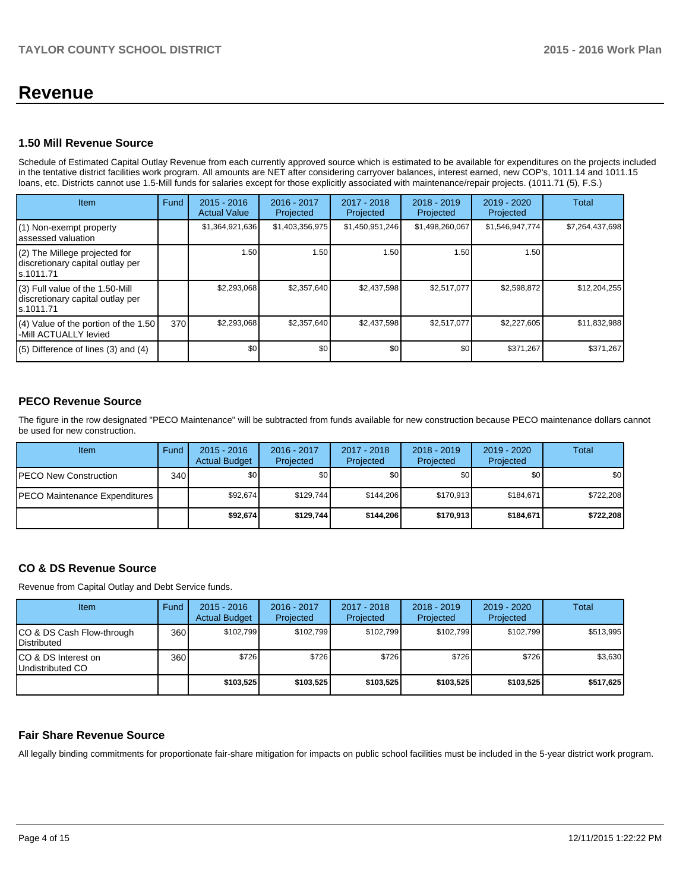# Revenue

## 1.50 Mill Revenue Source

Schedule of Estimated Capital Outlay Revenue from each currently approved source which is estimated to be available for expenditures on the projects included in the tentative district facilities work program. All amounts are NET after considering carryover balances, interest earned, new COP's, 1011.14 and 1011.15 loans, etc. Districts cannot use 1.5-Mill funds for salaries except for those explicitly associated with maintenance/repair projects. (1011.71 (5), F.S.)

| Item | Fund | 2015 - 2016 Actual Value | 2016 - 2017 Projected | 2017 - 2018 Projected | 2018 - 2019 Projected | 2019 - 2020 Projected | Total |
|---|---|---|---|---|---|---|---|
| (1) Non-exempt property assessed valuation | | $1,364,921,636 | $1,403,356,975 | $1,450,951,246 | $1,498,260,067 | $1,546,947,774 | $7,264,437,698 |
| (2) The Millege projected for discretionary capital outlay per s.1011.71 | | 1.50 | 1.50 | 1.50 | 1.50 | 1.50 | |
| (3) Full value of the 1.50-Mill discretionary capital outlay per s.1011.71 | | $2,293,068 | $2,357,640 | $2,437,598 | $2,517,077 | $2,598,872 | $12,204,255 |
| (4) Value of the portion of the 1.50 -Mill ACTUALLY levied | 370 | $2,293,068 | $2,357,640 | $2,437,598 | $2,517,077 | $2,227,605 | $11,832,988 |
| (5) Difference of lines (3) and (4) | | $0 | $0 | $0 | $0 | $371,267 | $371,267 |

## PECO Revenue Source

The figure in the row designated "PECO Maintenance" will be subtracted from funds available for new construction because PECO maintenance dollars cannot be used for new construction.

| Item | Fund | 2015 - 2016 Actual Budget | 2016 - 2017 Projected | 2017 - 2018 Projected | 2018 - 2019 Projected | 2019 - 2020 Projected | Total |
|---|---|---|---|---|---|---|---|
| PECO New Construction | 340 | $0 | $0 | $0 | $0 | $0 | $0 |
| PECO Maintenance Expenditures | | $92,674 | $129,744 | $144,206 | $170,913 | $184,671 | $722,208 |
| | | **$92,674** | **$129,744** | **$144,206** | **$170,913** | **$184,671** | **$722,208** |

## CO & DS Revenue Source

Revenue from Capital Outlay and Debt Service funds.

| Item | Fund | 2015 - 2016 Actual Budget | 2016 - 2017 Projected | 2017 - 2018 Projected | 2018 - 2019 Projected | 2019 - 2020 Projected | Total |
|---|---|---|---|---|---|---|---|
| CO & DS Cash Flow-through Distributed | 360 | $102,799 | $102,799 | $102,799 | $102,799 | $102,799 | $513,995 |
| CO & DS Interest on Undistributed CO | 360 | $726 | $726 | $726 | $726 | $726 | $3,630 |
| | | **$103,525** | **$103,525** | **$103,525** | **$103,525** | **$103,525** | **$517,625** |

## Fair Share Revenue Source

All legally binding commitments for proportionate fair-share mitigation for impacts on public school facilities must be included in the 5-year district work program.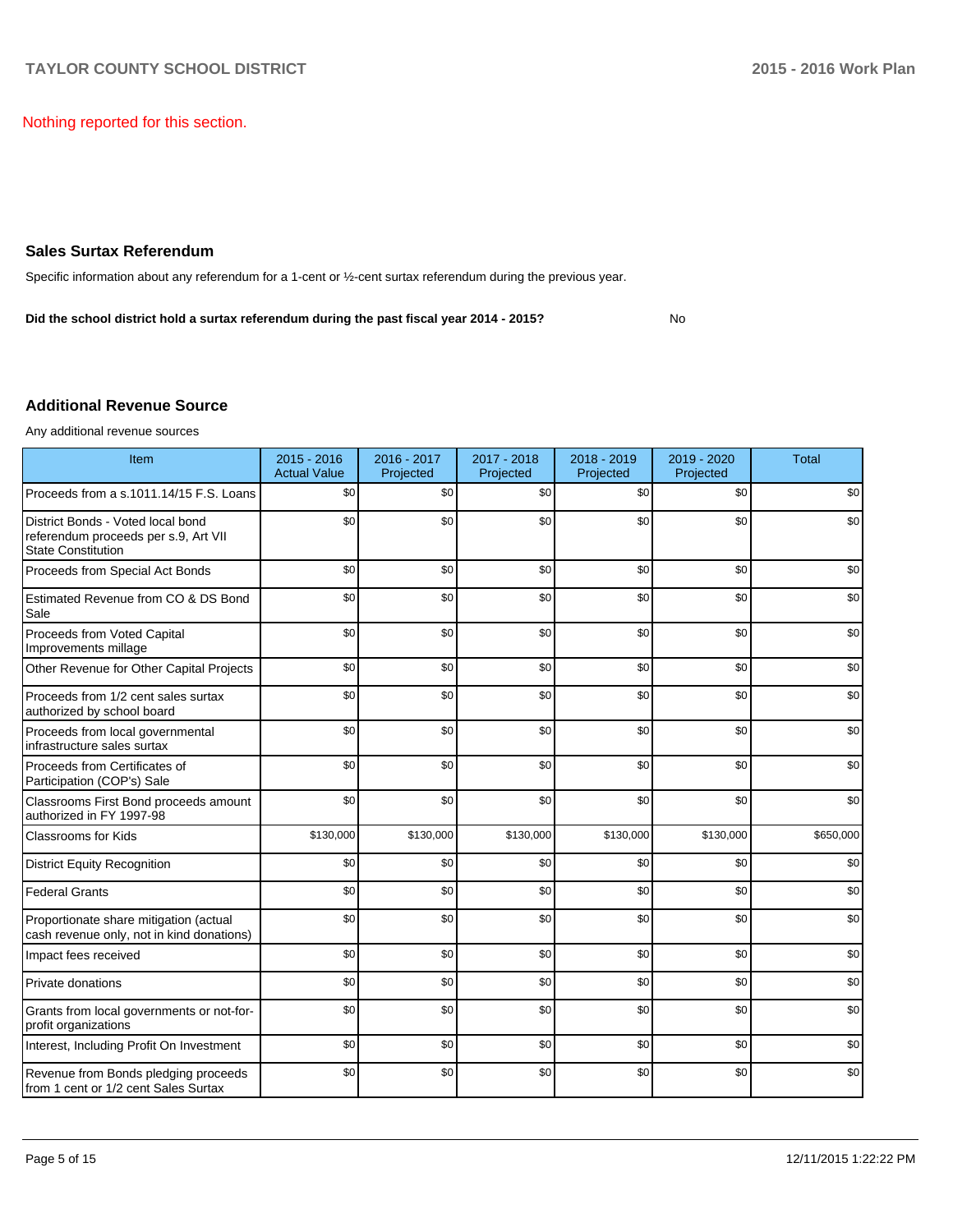Nothing reported for this section.

## Sales Surtax Referendum

Specific information about any referendum for a 1-cent or ½-cent surtax referendum during the previous year.

**Did the school district hold a surtax referendum during the past fiscal year 2014 - 2015?** No

## Additional Revenue Source

Any additional revenue sources

| Item | 2015 - 2016 Actual Value | 2016 - 2017 Projected | 2017 - 2018 Projected | 2018 - 2019 Projected | 2019 - 2020 Projected | Total |
|---|---|---|---|---|---|---|
| Proceeds from a s.1011.14/15 F.S. Loans | $0 | $0 | $0 | $0 | $0 | $0 |
| District Bonds - Voted local bond referendum proceeds per s.9, Art VII State Constitution | $0 | $0 | $0 | $0 | $0 | $0 |
| Proceeds from Special Act Bonds | $0 | $0 | $0 | $0 | $0 | $0 |
| Estimated Revenue from CO & DS Bond Sale | $0 | $0 | $0 | $0 | $0 | $0 |
| Proceeds from Voted Capital Improvements millage | $0 | $0 | $0 | $0 | $0 | $0 |
| Other Revenue for Other Capital Projects | $0 | $0 | $0 | $0 | $0 | $0 |
| Proceeds from 1/2 cent sales surtax authorized by school board | $0 | $0 | $0 | $0 | $0 | $0 |
| Proceeds from local governmental infrastructure sales surtax | $0 | $0 | $0 | $0 | $0 | $0 |
| Proceeds from Certificates of Participation (COP's) Sale | $0 | $0 | $0 | $0 | $0 | $0 |
| Classrooms First Bond proceeds amount authorized in FY 1997-98 | $0 | $0 | $0 | $0 | $0 | $0 |
| Classrooms for Kids | $130,000 | $130,000 | $130,000 | $130,000 | $130,000 | $650,000 |
| District Equity Recognition | $0 | $0 | $0 | $0 | $0 | $0 |
| Federal Grants | $0 | $0 | $0 | $0 | $0 | $0 |
| Proportionate share mitigation (actual cash revenue only, not in kind donations) | $0 | $0 | $0 | $0 | $0 | $0 |
| Impact fees received | $0 | $0 | $0 | $0 | $0 | $0 |
| Private donations | $0 | $0 | $0 | $0 | $0 | $0 |
| Grants from local governments or not-for-profit organizations | $0 | $0 | $0 | $0 | $0 | $0 |
| Interest, Including Profit On Investment | $0 | $0 | $0 | $0 | $0 | $0 |
| Revenue from Bonds pledging proceeds from 1 cent or 1/2 cent Sales Surtax | $0 | $0 | $0 | $0 | $0 | $0 |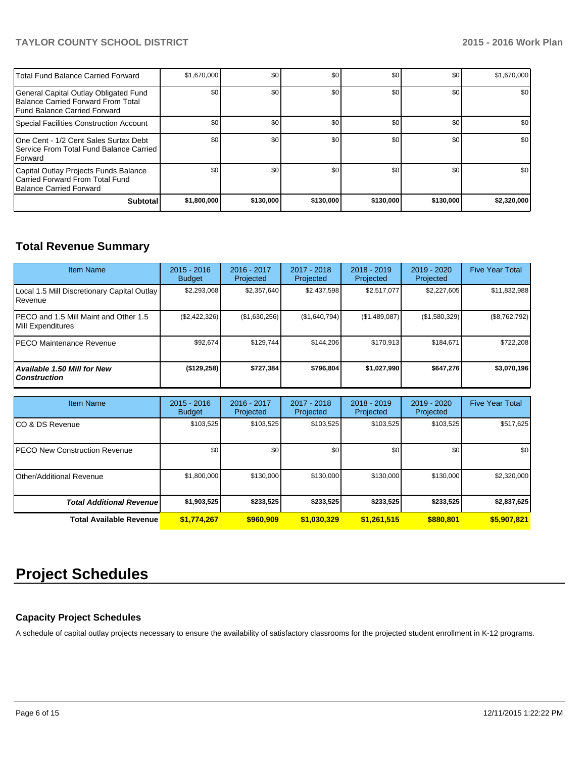| | | | | | | |
|---|---|---|---|---|---|---|
| Total Fund Balance Carried Forward | $1,670,000 | $0 | $0 | $0 | $0 | $1,670,000 |
| General Capital Outlay Obligated Fund Balance Carried Forward From Total Fund Balance Carried Forward | $0 | $0 | $0 | $0 | $0 | $0 |
| Special Facilities Construction Account | $0 | $0 | $0 | $0 | $0 | $0 |
| One Cent - 1/2 Cent Sales Surtax Debt Service From Total Fund Balance Carried Forward | $0 | $0 | $0 | $0 | $0 | $0 |
| Capital Outlay Projects Funds Balance Carried Forward From Total Fund Balance Carried Forward | $0 | $0 | $0 | $0 | $0 | $0 |
| **Subtotal** | **$1,800,000** | **$130,000** | **$130,000** | **$130,000** | **$130,000** | **$2,320,000** |

## Total Revenue Summary

| Item Name | 2015 - 2016 Budget | 2016 - 2017 Projected | 2017 - 2018 Projected | 2018 - 2019 Projected | 2019 - 2020 Projected | Five Year Total |
|---|---|---|---|---|---|---|
| Local 1.5 Mill Discretionary Capital Outlay Revenue | $2,293,068 | $2,357,640 | $2,437,598 | $2,517,077 | $2,227,605 | $11,832,988 |
| PECO and 1.5 Mill Maint and Other 1.5 Mill Expenditures | ($2,422,326) | ($1,630,256) | ($1,640,794) | ($1,489,087) | ($1,580,329) | ($8,762,792) |
| PECO Maintenance Revenue | $92,674 | $129,744 | $144,206 | $170,913 | $184,671 | $722,208 |
| ***Available 1.50 Mill for New Construction*** | **($129,258)** | **$727,384** | **$796,804** | **$1,027,990** | **$647,276** | **$3,070,196** |

| Item Name | 2015 - 2016 Budget | 2016 - 2017 Projected | 2017 - 2018 Projected | 2018 - 2019 Projected | 2019 - 2020 Projected | Five Year Total |
|---|---|---|---|---|---|---|
| CO & DS Revenue | $103,525 | $103,525 | $103,525 | $103,525 | $103,525 | $517,625 |
| PECO New Construction Revenue | $0 | $0 | $0 | $0 | $0 | $0 |
| Other/Additional Revenue | $1,800,000 | $130,000 | $130,000 | $130,000 | $130,000 | $2,320,000 |
| ***Total Additional Revenue*** | **$1,903,525** | **$233,525** | **$233,525** | **$233,525** | **$233,525** | **$2,837,625** |
| **Total Available Revenue** | **$1,774,267** | **$960,909** | **$1,030,329** | **$1,261,515** | **$880,801** | **$5,907,821** |

# Project Schedules

### Capacity Project Schedules

A schedule of capital outlay projects necessary to ensure the availability of satisfactory classrooms for the projected student enrollment in K-12 programs.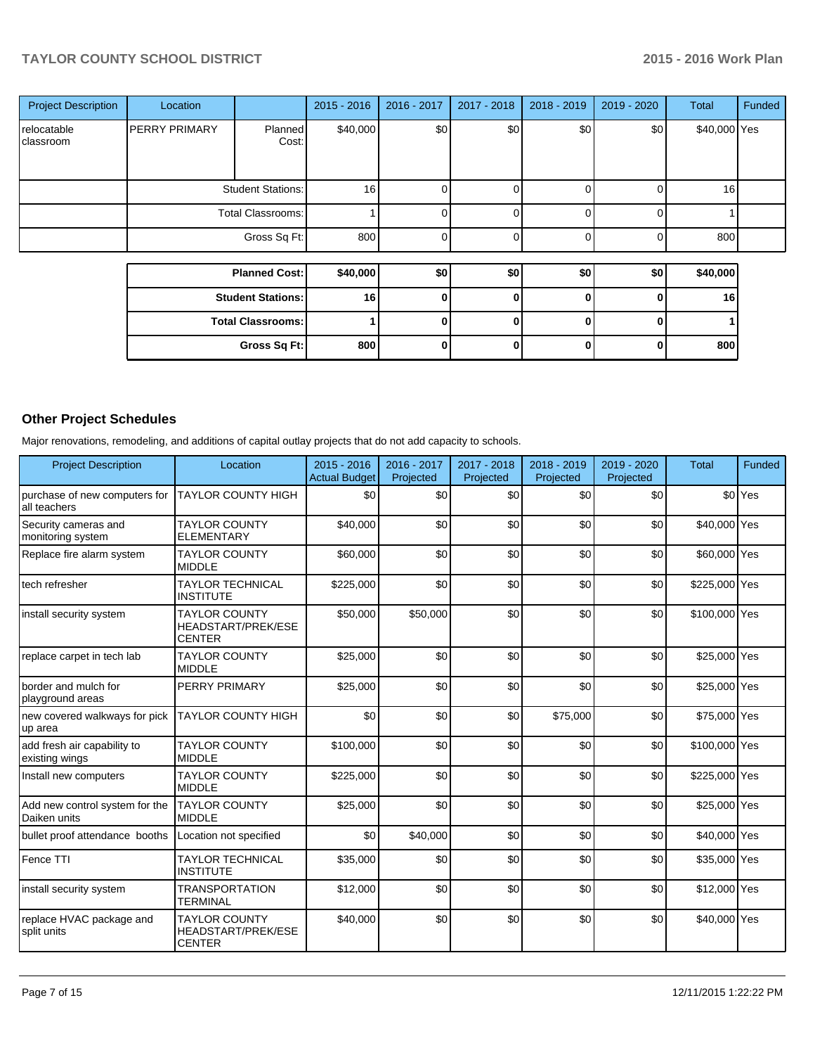| Project Description | Location | | 2015 - 2016 | 2016 - 2017 | 2017 - 2018 | 2018 - 2019 | 2019 - 2020 | Total | Funded |
|---|---|---|---|---|---|---|---|---|---|
| relocatable classroom | PERRY PRIMARY | Planned Cost: | $40,000 | $0 | $0 | $0 | $0 | $40,000 | Yes |
| | | Student Stations: | 16 | 0 | 0 | 0 | 0 | 16 | |
| | | Total Classrooms: | 1 | 0 | 0 | 0 | 0 | 1 | |
| | | Gross Sq Ft: | 800 | 0 | 0 | 0 | 0 | 800 | |

| | 2015 - 2016 | 2016 - 2017 | 2017 - 2018 | 2018 - 2019 | 2019 - 2020 | Total |
|---|---|---|---|---|---|---|
| **Planned Cost:** | **$40,000** | **$0** | **$0** | **$0** | **$0** | **$40,000** |
| **Student Stations:** | **16** | **0** | **0** | **0** | **0** | **16** |
| **Total Classrooms:** | **1** | **0** | **0** | **0** | **0** | **1** |
| **Gross Sq Ft:** | **800** | **0** | **0** | **0** | **0** | **800** |

## Other Project Schedules

Major renovations, remodeling, and additions of capital outlay projects that do not add capacity to schools.

| Project Description | Location | 2015 - 2016 Actual Budget | 2016 - 2017 Projected | 2017 - 2018 Projected | 2018 - 2019 Projected | 2019 - 2020 Projected | Total | Funded |
|---|---|---|---|---|---|---|---|---|
| purchase of new computers for all teachers | TAYLOR COUNTY HIGH | $0 | $0 | $0 | $0 | $0 | $0 | Yes |
| Security cameras and monitoring system | TAYLOR COUNTY ELEMENTARY | $40,000 | $0 | $0 | $0 | $0 | $40,000 | Yes |
| Replace fire alarm system | TAYLOR COUNTY MIDDLE | $60,000 | $0 | $0 | $0 | $0 | $60,000 | Yes |
| tech refresher | TAYLOR TECHNICAL INSTITUTE | $225,000 | $0 | $0 | $0 | $0 | $225,000 | Yes |
| install security system | TAYLOR COUNTY HEADSTART/PREK/ESE CENTER | $50,000 | $50,000 | $0 | $0 | $0 | $100,000 | Yes |
| replace carpet in tech lab | TAYLOR COUNTY MIDDLE | $25,000 | $0 | $0 | $0 | $0 | $25,000 | Yes |
| border and mulch for playground areas | PERRY PRIMARY | $25,000 | $0 | $0 | $0 | $0 | $25,000 | Yes |
| new covered walkways for pick up area | TAYLOR COUNTY HIGH | $0 | $0 | $0 | $75,000 | $0 | $75,000 | Yes |
| add fresh air capability to existing wings | TAYLOR COUNTY MIDDLE | $100,000 | $0 | $0 | $0 | $0 | $100,000 | Yes |
| Install new computers | TAYLOR COUNTY MIDDLE | $225,000 | $0 | $0 | $0 | $0 | $225,000 | Yes |
| Add new control system for the Daiken units | TAYLOR COUNTY MIDDLE | $25,000 | $0 | $0 | $0 | $0 | $25,000 | Yes |
| bullet proof attendance booths | Location not specified | $0 | $40,000 | $0 | $0 | $0 | $40,000 | Yes |
| Fence TTI | TAYLOR TECHNICAL INSTITUTE | $35,000 | $0 | $0 | $0 | $0 | $35,000 | Yes |
| install security system | TRANSPORTATION TERMINAL | $12,000 | $0 | $0 | $0 | $0 | $12,000 | Yes |
| replace HVAC package and split units | TAYLOR COUNTY HEADSTART/PREK/ESE CENTER | $40,000 | $0 | $0 | $0 | $0 | $40,000 | Yes |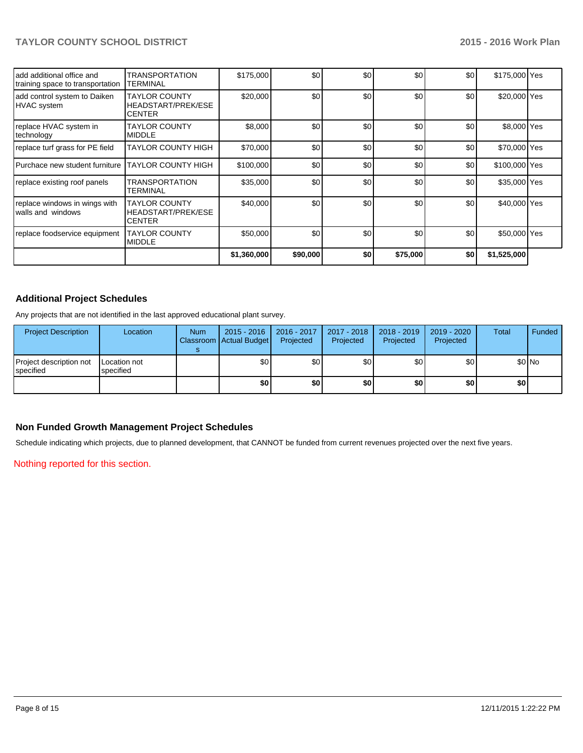| | | | | | | | | |
|---|---|---|---|---|---|---|---|---|
| add additional office and training space to transportation | TRANSPORTATION TERMINAL | $175,000 | $0 | $0 | $0 | $0 | $175,000 | Yes |
| add control system to Daiken HVAC system | TAYLOR COUNTY HEADSTART/PREK/ESE CENTER | $20,000 | $0 | $0 | $0 | $0 | $20,000 | Yes |
| replace HVAC system in technology | TAYLOR COUNTY MIDDLE | $8,000 | $0 | $0 | $0 | $0 | $8,000 | Yes |
| replace turf grass for PE field | TAYLOR COUNTY HIGH | $70,000 | $0 | $0 | $0 | $0 | $70,000 | Yes |
| Purchase new student furniture | TAYLOR COUNTY HIGH | $100,000 | $0 | $0 | $0 | $0 | $100,000 | Yes |
| replace existing roof panels | TRANSPORTATION TERMINAL | $35,000 | $0 | $0 | $0 | $0 | $35,000 | Yes |
| replace windows in wings with walls and windows | TAYLOR COUNTY HEADSTART/PREK/ESE CENTER | $40,000 | $0 | $0 | $0 | $0 | $40,000 | Yes |
| replace foodservice equipment | TAYLOR COUNTY MIDDLE | $50,000 | $0 | $0 | $0 | $0 | $50,000 | Yes |
| | | **$1,360,000** | **$90,000** | **$0** | **$75,000** | **$0** | **$1,525,000** | |

## Additional Project Schedules

Any projects that are not identified in the last approved educational plant survey.

| Project Description | Location | Num Classrooms | 2015 - 2016 Actual Budget | 2016 - 2017 Projected | 2017 - 2018 Projected | 2018 - 2019 Projected | 2019 - 2020 Projected | Total | Funded |
|---|---|---|---|---|---|---|---|---|---|
| Project description not specified | Location not specified | | $0 | $0 | $0 | $0 | $0 | $0 | No |
| | | | **$0** | **$0** | **$0** | **$0** | **$0** | **$0** | |

## Non Funded Growth Management Project Schedules

Schedule indicating which projects, due to planned development, that CANNOT be funded from current revenues projected over the next five years.

Nothing reported for this section.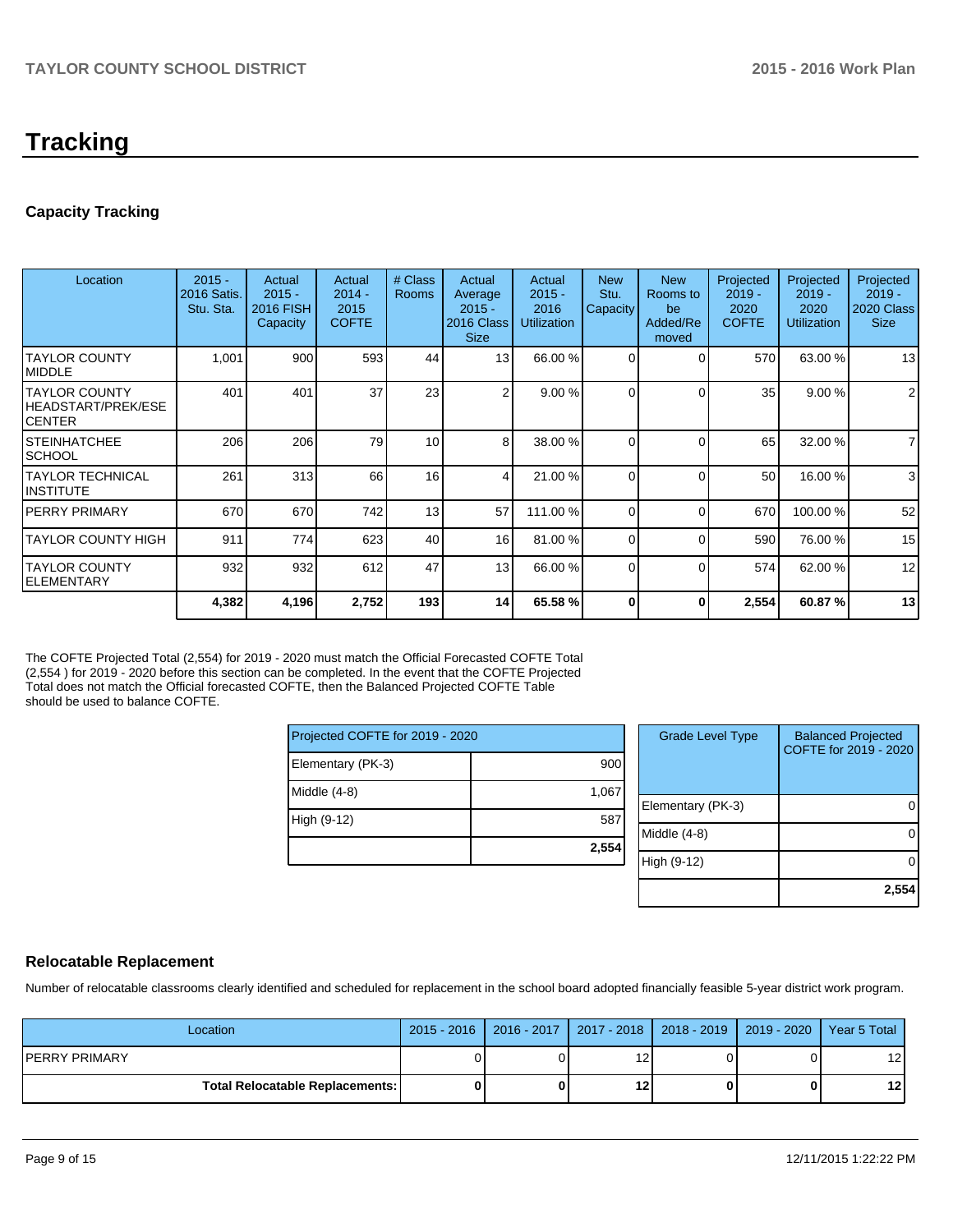# Tracking

## Capacity Tracking

| Location | 2015 - 2016 Satis. Stu. Sta. | Actual 2015 - 2016 FISH Capacity | Actual 2014 - 2015 COFTE | # Class Rooms | Actual Average 2015 - 2016 Class Size | Actual 2015 - 2016 Utilization | New Stu. Capacity | New Rooms to be Added/Removed | Projected 2019 - 2020 COFTE | Projected 2019 - 2020 Utilization | Projected 2019 - 2020 Class Size |
|---|---|---|---|---|---|---|---|---|---|---|---|
| TAYLOR COUNTY MIDDLE | 1,001 | 900 | 593 | 44 | 13 | 66.00 % | 0 | 0 | 570 | 63.00 % | 13 |
| TAYLOR COUNTY HEADSTART/PREK/ESE CENTER | 401 | 401 | 37 | 23 | 2 | 9.00 % | 0 | 0 | 35 | 9.00 % | 2 |
| STEINHATCHEE SCHOOL | 206 | 206 | 79 | 10 | 8 | 38.00 % | 0 | 0 | 65 | 32.00 % | 7 |
| TAYLOR TECHNICAL INSTITUTE | 261 | 313 | 66 | 16 | 4 | 21.00 % | 0 | 0 | 50 | 16.00 % | 3 |
| PERRY PRIMARY | 670 | 670 | 742 | 13 | 57 | 111.00 % | 0 | 0 | 670 | 100.00 % | 52 |
| TAYLOR COUNTY HIGH | 911 | 774 | 623 | 40 | 16 | 81.00 % | 0 | 0 | 590 | 76.00 % | 15 |
| TAYLOR COUNTY ELEMENTARY | 932 | 932 | 612 | 47 | 13 | 66.00 % | 0 | 0 | 574 | 62.00 % | 12 |
| | **4,382** | **4,196** | **2,752** | **193** | **14** | **65.58 %** | **0** | **0** | **2,554** | **60.87 %** | **13** |

The COFTE Projected Total (2,554) for 2019 - 2020 must match the Official Forecasted COFTE Total (2,554 ) for 2019 - 2020 before this section can be completed. In the event that the COFTE Projected Total does not match the Official forecasted COFTE, then the Balanced Projected COFTE Table should be used to balance COFTE.

| Projected COFTE for 2019 - 2020 | |
|---|---|
| Elementary (PK-3) | 900 |
| Middle (4-8) | 1,067 |
| High (9-12) | 587 |
| | **2,554** |

| Grade Level Type | Balanced Projected COFTE for 2019 - 2020 |
|---|---|
| Elementary (PK-3) | 0 |
| Middle (4-8) | 0 |
| High (9-12) | 0 |
| | **2,554** |

## Relocatable Replacement

Number of relocatable classrooms clearly identified and scheduled for replacement in the school board adopted financially feasible 5-year district work program.

| Location | 2015 - 2016 | 2016 - 2017 | 2017 - 2018 | 2018 - 2019 | 2019 - 2020 | Year 5 Total |
|---|---|---|---|---|---|---|
| PERRY PRIMARY | 0 | 0 | 12 | 0 | 0 | 12 |
| **Total Relocatable Replacements:** | **0** | **0** | **12** | **0** | **0** | **12** |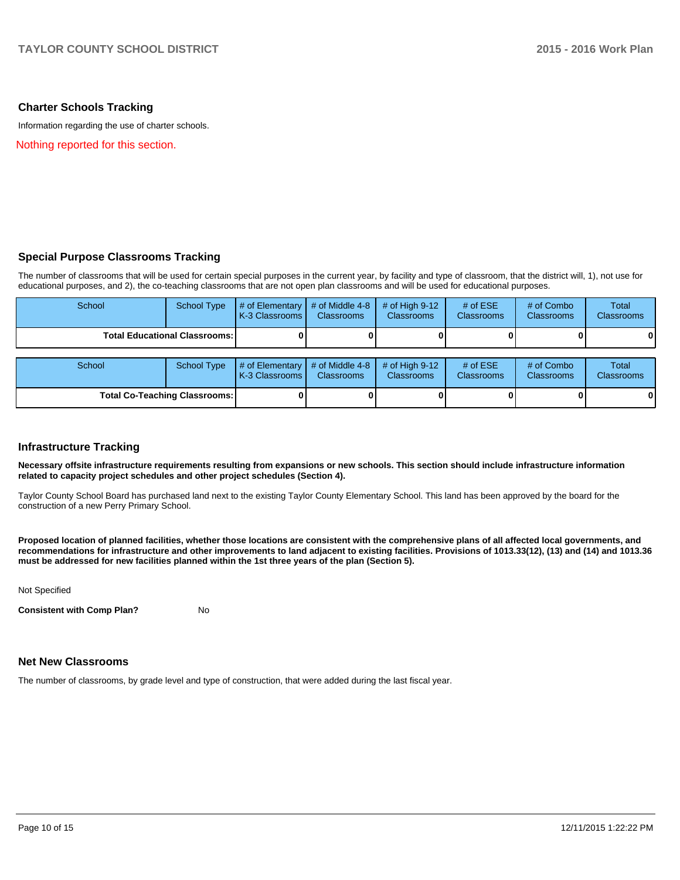## Charter Schools Tracking

Information regarding the use of charter schools.

Nothing reported for this section.

## Special Purpose Classrooms Tracking

The number of classrooms that will be used for certain special purposes in the current year, by facility and type of classroom, that the district will, 1), not use for educational purposes, and 2), the co-teaching classrooms that are not open plan classrooms and will be used for educational purposes.

| School | School Type | # of Elementary K-3 Classrooms | # of Middle 4-8 Classrooms | # of High 9-12 Classrooms | # of ESE Classrooms | # of Combo Classrooms | Total Classrooms |
|---|---|---|---|---|---|---|---|
| **Total Educational Classrooms:** | | **0** | **0** | **0** | **0** | **0** | **0** |

| School | School Type | # of Elementary K-3 Classrooms | # of Middle 4-8 Classrooms | # of High 9-12 Classrooms | # of ESE Classrooms | # of Combo Classrooms | Total Classrooms |
|---|---|---|---|---|---|---|---|
| **Total Co-Teaching Classrooms:** | | **0** | **0** | **0** | **0** | **0** | **0** |

## Infrastructure Tracking

**Necessary offsite infrastructure requirements resulting from expansions or new schools. This section should include infrastructure information related to capacity project schedules and other project schedules (Section 4).**

Taylor County School Board has purchased land next to the existing Taylor County Elementary School. This land has been approved by the board for the construction of a new Perry Primary School.

**Proposed location of planned facilities, whether those locations are consistent with the comprehensive plans of all affected local governments, and recommendations for infrastructure and other improvements to land adjacent to existing facilities. Provisions of 1013.33(12), (13) and (14) and 1013.36 must be addressed for new facilities planned within the 1st three years of the plan (Section 5).**

Not Specified

**Consistent with Comp Plan?** No

## Net New Classrooms

The number of classrooms, by grade level and type of construction, that were added during the last fiscal year.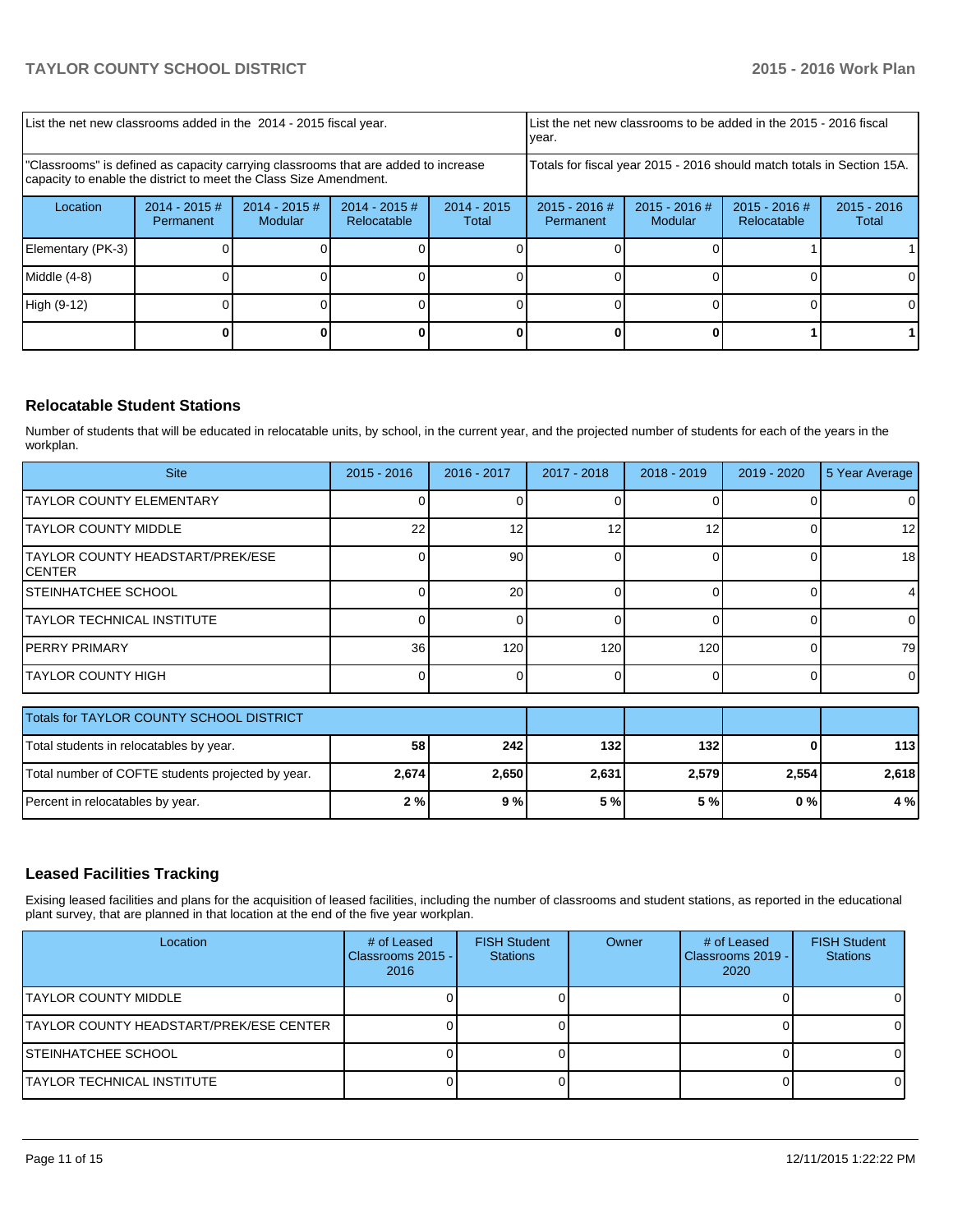| List the net new classrooms added in the 2014 - 2015 fiscal year. | | | | List the net new classrooms to be added in the 2015 - 2016 fiscal year. | | | |
|---|---|---|---|---|---|---|---|
| "Classrooms" is defined as capacity carrying classrooms that are added to increase capacity to enable the district to meet the Class Size Amendment. | | | | Totals for fiscal year 2015 - 2016 should match totals in Section 15A. | | | |
| Location | 2014 - 2015 # Permanent | 2014 - 2015 # Modular | 2014 - 2015 # Relocatable | 2014 - 2015 Total | 2015 - 2016 # Permanent | 2015 - 2016 # Modular | 2015 - 2016 # Relocatable | 2015 - 2016 Total |
| Elementary (PK-3) | 0 | 0 | 0 | 0 | 0 | 0 | 1 | 1 |
| Middle (4-8) | 0 | 0 | 0 | 0 | 0 | 0 | 0 | 0 |
| High (9-12) | 0 | 0 | 0 | 0 | 0 | 0 | 0 | 0 |
| | **0** | **0** | **0** | **0** | **0** | **0** | **1** | **1** |

## Relocatable Student Stations

Number of students that will be educated in relocatable units, by school, in the current year, and the projected number of students for each of the years in the workplan.

| Site | 2015 - 2016 | 2016 - 2017 | 2017 - 2018 | 2018 - 2019 | 2019 - 2020 | 5 Year Average |
|---|---|---|---|---|---|---|
| TAYLOR COUNTY ELEMENTARY | 0 | 0 | 0 | 0 | 0 | 0 |
| TAYLOR COUNTY MIDDLE | 22 | 12 | 12 | 12 | 0 | 12 |
| TAYLOR COUNTY HEADSTART/PREK/ESE CENTER | 0 | 90 | 0 | 0 | 0 | 18 |
| STEINHATCHEE SCHOOL | 0 | 20 | 0 | 0 | 0 | 4 |
| TAYLOR TECHNICAL INSTITUTE | 0 | 0 | 0 | 0 | 0 | 0 |
| PERRY PRIMARY | 36 | 120 | 120 | 120 | 0 | 79 |
| TAYLOR COUNTY HIGH | 0 | 0 | 0 | 0 | 0 | 0 |

| Totals for TAYLOR COUNTY SCHOOL DISTRICT | | | | | | |
|---|---|---|---|---|---|---|
| Total students in relocatables by year. | **58** | **242** | **132** | **132** | **0** | **113** |
| Total number of COFTE students projected by year. | **2,674** | **2,650** | **2,631** | **2,579** | **2,554** | **2,618** |
| Percent in relocatables by year. | **2 %** | **9 %** | **5 %** | **5 %** | **0 %** | **4 %** |

## Leased Facilities Tracking

Exising leased facilities and plans for the acquisition of leased facilities, including the number of classrooms and student stations, as reported in the educational plant survey, that are planned in that location at the end of the five year workplan.

| Location | # of Leased Classrooms 2015 - 2016 | FISH Student Stations | Owner | # of Leased Classrooms 2019 - 2020 | FISH Student Stations |
|---|---|---|---|---|---|
| TAYLOR COUNTY MIDDLE | 0 | 0 | | 0 | 0 |
| TAYLOR COUNTY HEADSTART/PREK/ESE CENTER | 0 | 0 | | 0 | 0 |
| STEINHATCHEE SCHOOL | 0 | 0 | | 0 | 0 |
| TAYLOR TECHNICAL INSTITUTE | 0 | 0 | | 0 | 0 |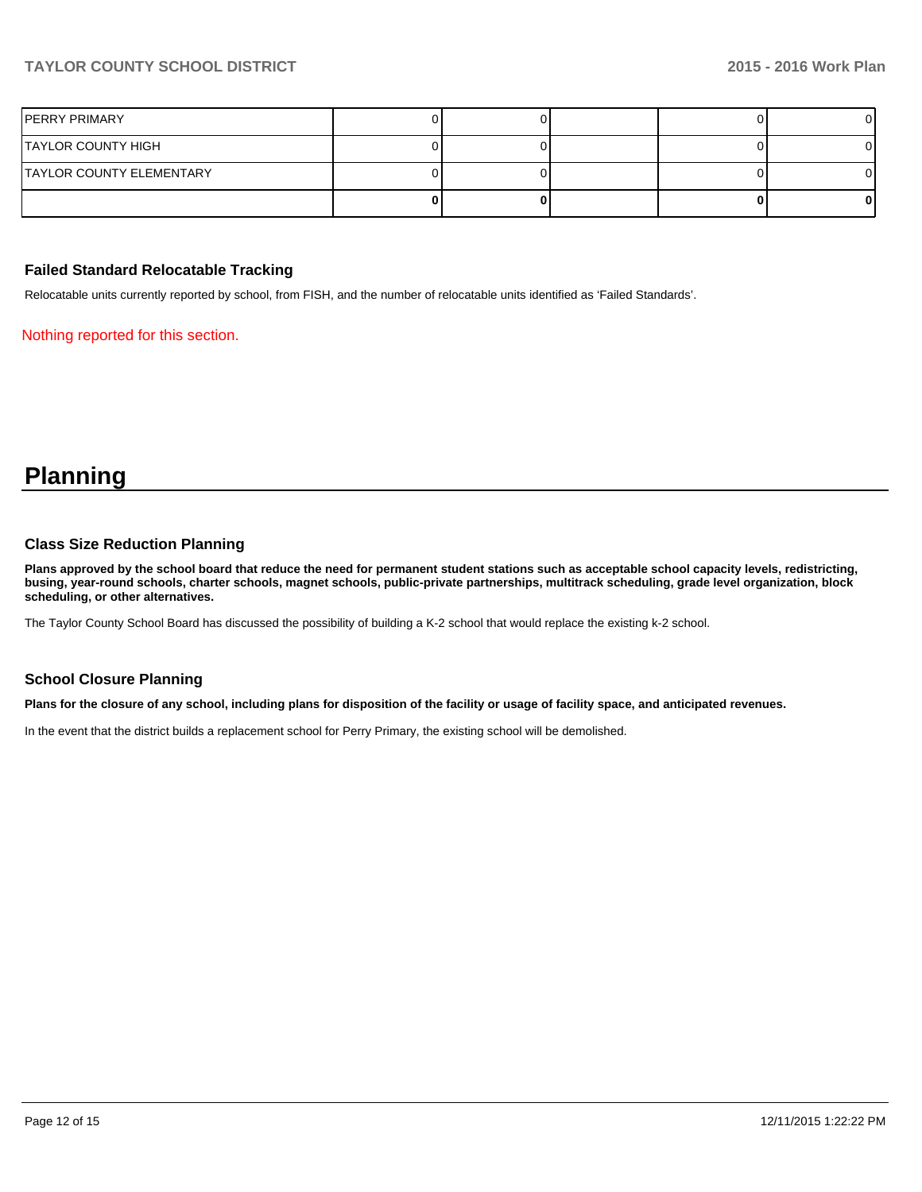| | | | | | |
|---|---|---|---|---|---|
| PERRY PRIMARY | 0 | 0 | | 0 | 0 |
| TAYLOR COUNTY HIGH | 0 | 0 | | 0 | 0 |
| TAYLOR COUNTY ELEMENTARY | 0 | 0 | | 0 | 0 |
| | **0** | **0** | | **0** | **0** |

### Failed Standard Relocatable Tracking

Relocatable units currently reported by school, from FISH, and the number of relocatable units identified as 'Failed Standards'.

Nothing reported for this section.

# Planning

### Class Size Reduction Planning

**Plans approved by the school board that reduce the need for permanent student stations such as acceptable school capacity levels, redistricting, busing, year-round schools, charter schools, magnet schools, public-private partnerships, multitrack scheduling, grade level organization, block scheduling, or other alternatives.**

The Taylor County School Board has discussed the possibility of building a K-2 school that would replace the existing k-2 school.

### School Closure Planning

**Plans for the closure of any school, including plans for disposition of the facility or usage of facility space, and anticipated revenues.**

In the event that the district builds a replacement school for Perry Primary, the existing school will be demolished.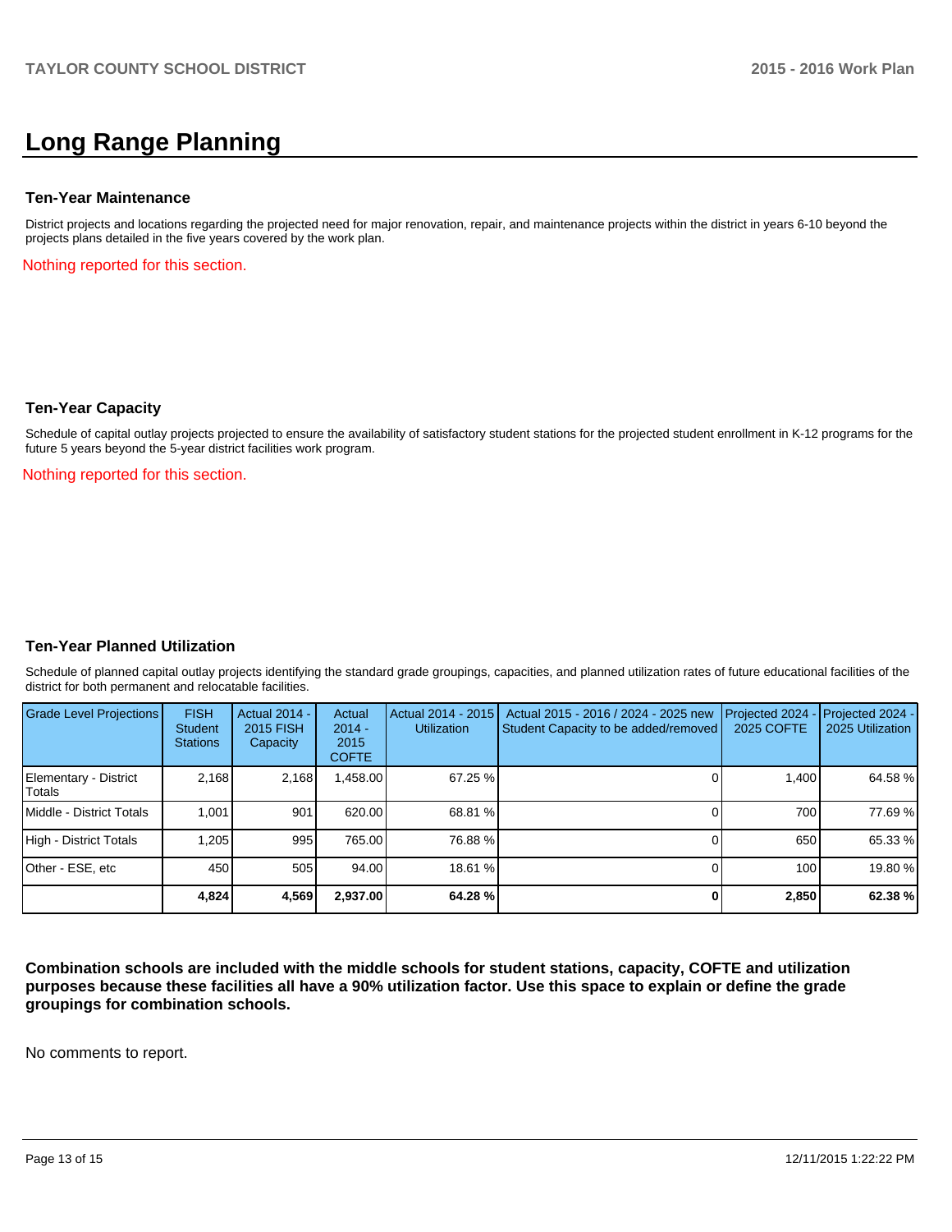# Long Range Planning

### Ten-Year Maintenance

District projects and locations regarding the projected need for major renovation, repair, and maintenance projects within the district in years 6-10 beyond the projects plans detailed in the five years covered by the work plan.

Nothing reported for this section.

### Ten-Year Capacity

Schedule of capital outlay projects projected to ensure the availability of satisfactory student stations for the projected student enrollment in K-12 programs for the future 5 years beyond the 5-year district facilities work program.

Nothing reported for this section.

### Ten-Year Planned Utilization

Schedule of planned capital outlay projects identifying the standard grade groupings, capacities, and planned utilization rates of future educational facilities of the district for both permanent and relocatable facilities.

| Grade Level Projections | FISH Student Stations | Actual 2014 - 2015 FISH Capacity | Actual 2014 - 2015 COFTE | Actual 2014 - 2015 Utilization | Actual 2015 - 2016 / 2024 - 2025 new Student Capacity to be added/removed | Projected 2024 - 2025 COFTE | Projected 2024 - 2025 Utilization |
|---|---|---|---|---|---|---|---|
| Elementary - District Totals | 2,168 | 2,168 | 1,458.00 | 67.25 % | 0 | 1,400 | 64.58 % |
| Middle - District Totals | 1,001 | 901 | 620.00 | 68.81 % | 0 | 700 | 77.69 % |
| High - District Totals | 1,205 | 995 | 765.00 | 76.88 % | 0 | 650 | 65.33 % |
| Other - ESE, etc | 450 | 505 | 94.00 | 18.61 % | 0 | 100 | 19.80 % |
| | **4,824** | **4,569** | **2,937.00** | **64.28 %** | **0** | **2,850** | **62.38 %** |

**Combination schools are included with the middle schools for student stations, capacity, COFTE and utilization purposes because these facilities all have a 90% utilization factor. Use this space to explain or define the grade groupings for combination schools.**

No comments to report.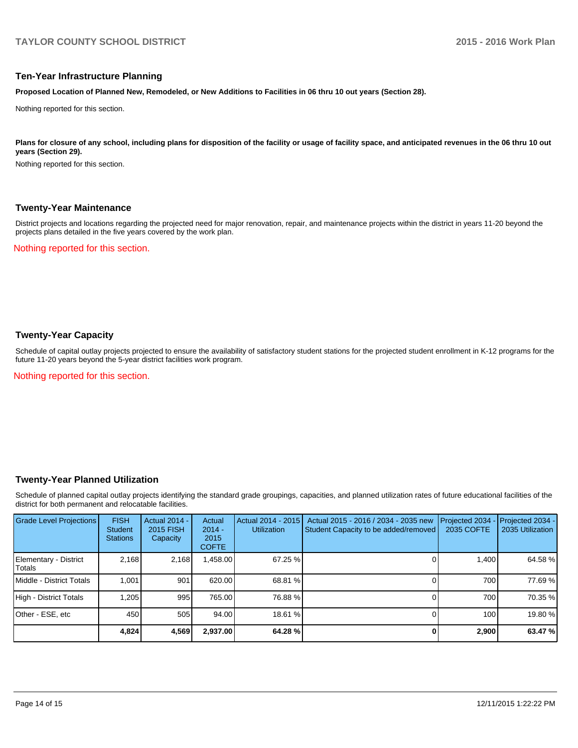## Ten-Year Infrastructure Planning

**Proposed Location of Planned New, Remodeled, or New Additions to Facilities in 06 thru 10 out years (Section 28).**

Nothing reported for this section.

**Plans for closure of any school, including plans for disposition of the facility or usage of facility space, and anticipated revenues in the 06 thru 10 out years (Section 29).**

Nothing reported for this section.

## Twenty-Year Maintenance

District projects and locations regarding the projected need for major renovation, repair, and maintenance projects within the district in years 11-20 beyond the projects plans detailed in the five years covered by the work plan.

Nothing reported for this section.

## Twenty-Year Capacity

Schedule of capital outlay projects projected to ensure the availability of satisfactory student stations for the projected student enrollment in K-12 programs for the future 11-20 years beyond the 5-year district facilities work program.

Nothing reported for this section.

## Twenty-Year Planned Utilization

Schedule of planned capital outlay projects identifying the standard grade groupings, capacities, and planned utilization rates of future educational facilities of the district for both permanent and relocatable facilities.

| Grade Level Projections | FISH Student Stations | Actual 2014 - 2015 FISH Capacity | Actual 2014 - 2015 COFTE | Actual 2014 - 2015 Utilization | Actual 2015 - 2016 / 2034 - 2035 new Student Capacity to be added/removed | Projected 2034 - 2035 COFTE | Projected 2034 - 2035 Utilization |
|---|---|---|---|---|---|---|---|
| Elementary - District Totals | 2,168 | 2,168 | 1,458.00 | 67.25 % | 0 | 1,400 | 64.58 % |
| Middle - District Totals | 1,001 | 901 | 620.00 | 68.81 % | 0 | 700 | 77.69 % |
| High - District Totals | 1,205 | 995 | 765.00 | 76.88 % | 0 | 700 | 70.35 % |
| Other - ESE, etc | 450 | 505 | 94.00 | 18.61 % | 0 | 100 | 19.80 % |
| | **4,824** | **4,569** | **2,937.00** | **64.28 %** | **0** | **2,900** | **63.47 %** |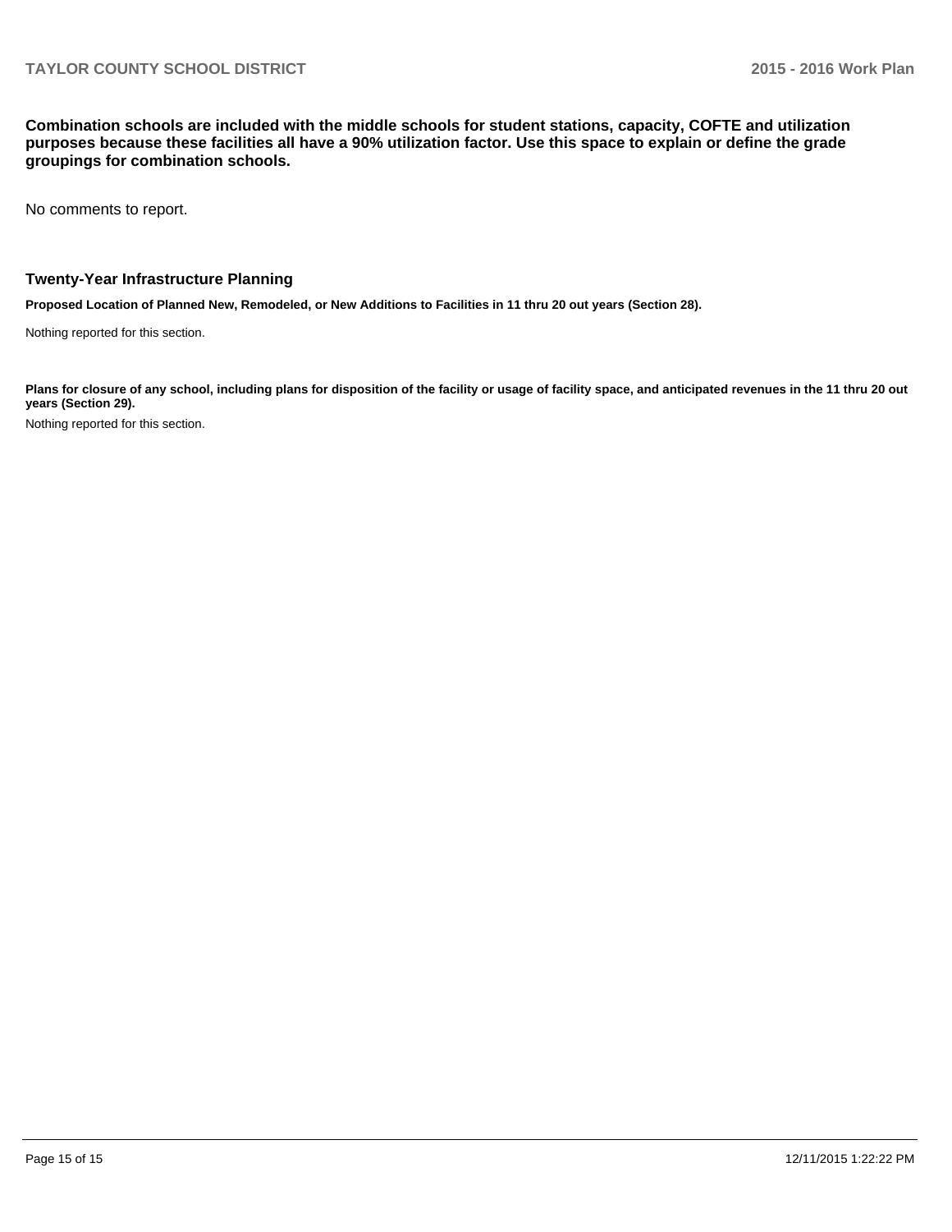**Combination schools are included with the middle schools for student stations, capacity, COFTE and utilization purposes because these facilities all have a 90% utilization factor. Use this space to explain or define the grade groupings for combination schools.**

No comments to report.

## Twenty-Year Infrastructure Planning

**Proposed Location of Planned New, Remodeled, or New Additions to Facilities in 11 thru 20 out years (Section 28).**

Nothing reported for this section.

**Plans for closure of any school, including plans for disposition of the facility or usage of facility space, and anticipated revenues in the 11 thru 20 out years (Section 29).**

Nothing reported for this section.